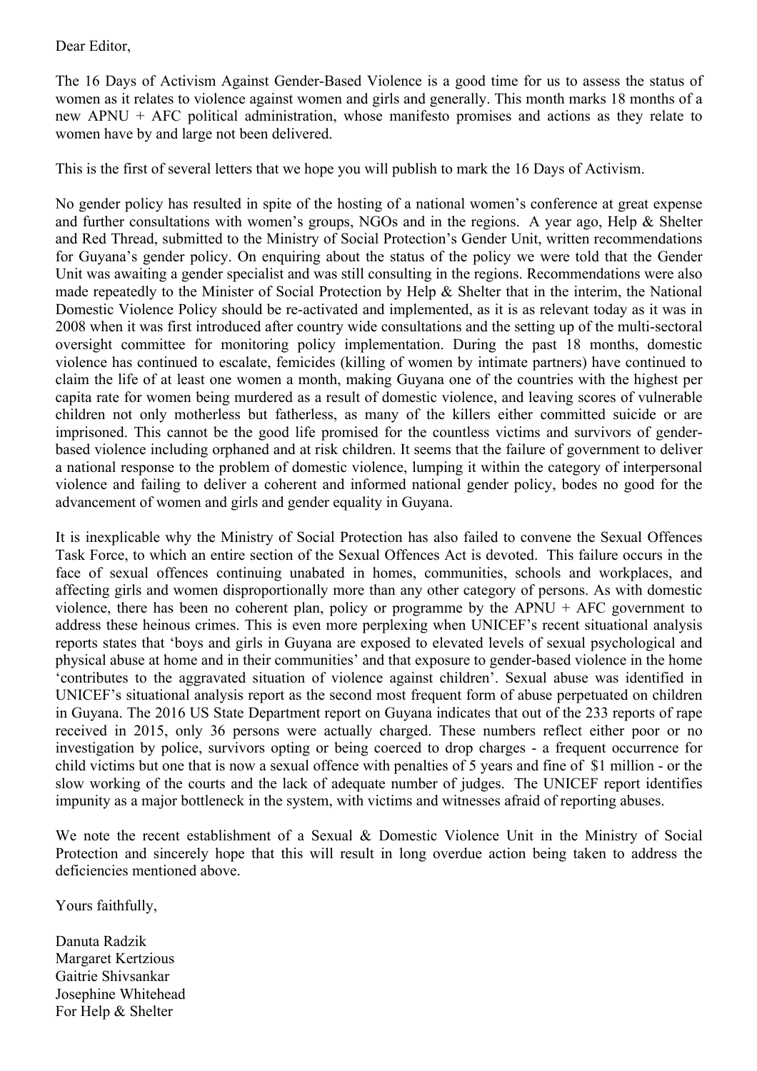Dear Editor,

The 16 Days of Activism Against Gender-Based Violence is a good time for us to assess the status of women as it relates to violence against women and girls and generally. This month marks 18 months of a new APNU + AFC political administration, whose manifesto promises and actions as they relate to women have by and large not been delivered.

This is the first of several letters that we hope you will publish to mark the 16 Days of Activism.

No gender policy has resulted in spite of the hosting of a national women's conference at great expense and further consultations with women's groups, NGOs and in the regions. A year ago, Help & Shelter and Red Thread, submitted to the Ministry of Social Protection's Gender Unit, written recommendations for Guyana's gender policy. On enquiring about the status of the policy we were told that the Gender Unit was awaiting a gender specialist and was still consulting in the regions. Recommendations were also made repeatedly to the Minister of Social Protection by Help & Shelter that in the interim, the National Domestic Violence Policy should be re-activated and implemented, as it is as relevant today as it was in 2008 when it was first introduced after country wide consultations and the setting up of the multi-sectoral oversight committee for monitoring policy implementation. During the past 18 months, domestic violence has continued to escalate, femicides (killing of women by intimate partners) have continued to claim the life of at least one women a month, making Guyana one of the countries with the highest per capita rate for women being murdered as a result of domestic violence, and leaving scores of vulnerable children not only motherless but fatherless, as many of the killers either committed suicide or are imprisoned. This cannot be the good life promised for the countless victims and survivors of gender-based violence including orphaned and at risk children. It seems that the failure of government to deliver a national response to the problem of domestic violence, lumping it within the category of interpersonal violence and failing to deliver a coherent and informed national gender policy, bodes no good for the advancement of women and girls and gender equality in Guyana.

It is inexplicable why the Ministry of Social Protection has also failed to convene the Sexual Offences Task Force, to which an entire section of the Sexual Offences Act is devoted. This failure occurs in the face of sexual offences continuing unabated in homes, communities, schools and workplaces, and affecting girls and women disproportionally more than any other category of persons. As with domestic violence, there has been no coherent plan, policy or programme by the APNU + AFC government to address these heinous crimes. This is even more perplexing when UNICEF's recent situational analysis reports states that 'boys and girls in Guyana are exposed to elevated levels of sexual psychological and physical abuse at home and in their communities' and that exposure to gender-based violence in the home 'contributes to the aggravated situation of violence against children'. Sexual abuse was identified in UNICEF's situational analysis report as the second most frequent form of abuse perpetuated on children in Guyana. The 2016 US State Department report on Guyana indicates that out of the 233 reports of rape received in 2015, only 36 persons were actually charged. These numbers reflect either poor or no investigation by police, survivors opting or being coerced to drop charges - a frequent occurrence for child victims but one that is now a sexual offence with penalties of 5 years and fine of $1 million - or the slow working of the courts and the lack of adequate number of judges. The UNICEF report identifies impunity as a major bottleneck in the system, with victims and witnesses afraid of reporting abuses.

We note the recent establishment of a Sexual & Domestic Violence Unit in the Ministry of Social Protection and sincerely hope that this will result in long overdue action being taken to address the deficiencies mentioned above.

Yours faithfully,

Danuta Radzik
Margaret Kertzious
Gaitrie Shivsankar
Josephine Whitehead
For Help & Shelter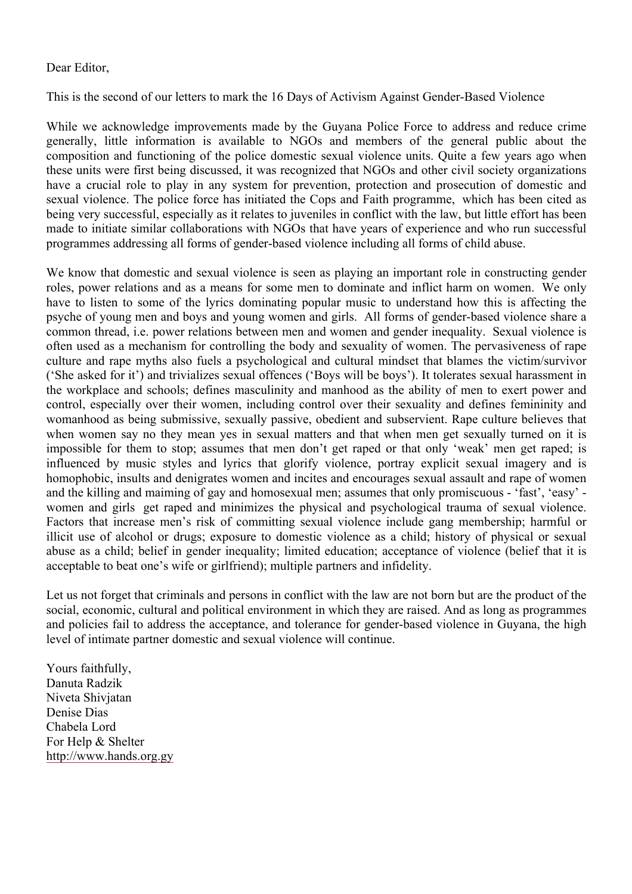Dear Editor,

This is the second of our letters to mark the 16 Days of Activism Against Gender-Based Violence

While we acknowledge improvements made by the Guyana Police Force to address and reduce crime generally, little information is available to NGOs and members of the general public about the composition and functioning of the police domestic sexual violence units. Quite a few years ago when these units were first being discussed, it was recognized that NGOs and other civil society organizations have a crucial role to play in any system for prevention, protection and prosecution of domestic and sexual violence. The police force has initiated the Cops and Faith programme, which has been cited as being very successful, especially as it relates to juveniles in conflict with the law, but little effort has been made to initiate similar collaborations with NGOs that have years of experience and who run successful programmes addressing all forms of gender-based violence including all forms of child abuse.

We know that domestic and sexual violence is seen as playing an important role in constructing gender roles, power relations and as a means for some men to dominate and inflict harm on women. We only have to listen to some of the lyrics dominating popular music to understand how this is affecting the psyche of young men and boys and young women and girls. All forms of gender-based violence share a common thread, i.e. power relations between men and women and gender inequality. Sexual violence is often used as a mechanism for controlling the body and sexuality of women. The pervasiveness of rape culture and rape myths also fuels a psychological and cultural mindset that blames the victim/survivor ('She asked for it') and trivializes sexual offences ('Boys will be boys'). It tolerates sexual harassment in the workplace and schools; defines masculinity and manhood as the ability of men to exert power and control, especially over their women, including control over their sexuality and defines femininity and womanhood as being submissive, sexually passive, obedient and subservient. Rape culture believes that when women say no they mean yes in sexual matters and that when men get sexually turned on it is impossible for them to stop; assumes that men don't get raped or that only 'weak' men get raped; is influenced by music styles and lyrics that glorify violence, portray explicit sexual imagery and is homophobic, insults and denigrates women and incites and encourages sexual assault and rape of women and the killing and maiming of gay and homosexual men; assumes that only promiscuous - 'fast', 'easy' - women and girls get raped and minimizes the physical and psychological trauma of sexual violence. Factors that increase men's risk of committing sexual violence include gang membership; harmful or illicit use of alcohol or drugs; exposure to domestic violence as a child; history of physical or sexual abuse as a child; belief in gender inequality; limited education; acceptance of violence (belief that it is acceptable to beat one's wife or girlfriend); multiple partners and infidelity.

Let us not forget that criminals and persons in conflict with the law are not born but are the product of the social, economic, cultural and political environment in which they are raised. And as long as programmes and policies fail to address the acceptance, and tolerance for gender-based violence in Guyana, the high level of intimate partner domestic and sexual violence will continue.

Yours faithfully,
Danuta Radzik
Niveta Shivjatan
Denise Dias
Chabela Lord
For Help & Shelter
http://www.hands.org.gy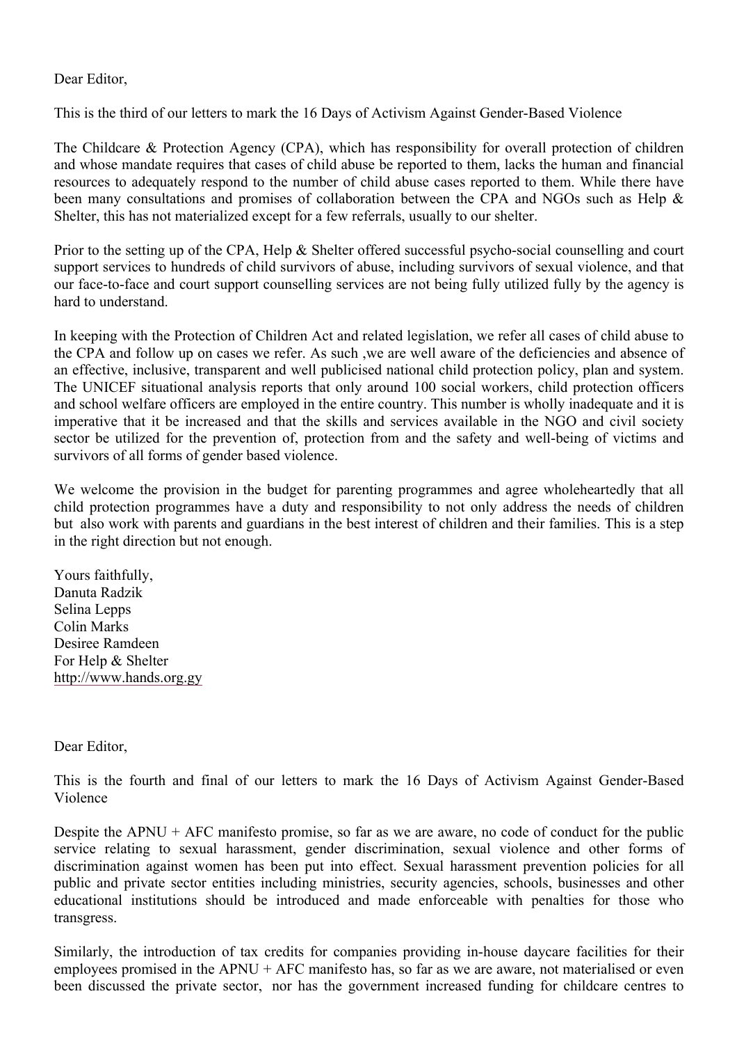Dear Editor,

This is the third of our letters to mark the 16 Days of Activism Against Gender-Based Violence

The Childcare & Protection Agency (CPA), which has responsibility for overall protection of children and whose mandate requires that cases of child abuse be reported to them, lacks the human and financial resources to adequately respond to the number of child abuse cases reported to them. While there have been many consultations and promises of collaboration between the CPA and NGOs such as Help & Shelter, this has not materialized except for a few referrals, usually to our shelter.

Prior to the setting up of the CPA, Help & Shelter offered successful psycho-social counselling and court support services to hundreds of child survivors of abuse, including survivors of sexual violence, and that our face-to-face and court support counselling services are not being fully utilized fully by the agency is hard to understand.

In keeping with the Protection of Children Act and related legislation, we refer all cases of child abuse to the CPA and follow up on cases we refer. As such ,we are well aware of the deficiencies and absence of an effective, inclusive, transparent and well publicised national child protection policy, plan and system. The UNICEF situational analysis reports that only around 100 social workers, child protection officers and school welfare officers are employed in the entire country. This number is wholly inadequate and it is imperative that it be increased and that the skills and services available in the NGO and civil society sector be utilized for the prevention of, protection from and the safety and well-being of victims and survivors of all forms of gender based violence.

We welcome the provision in the budget for parenting programmes and agree wholeheartedly that all child protection programmes have a duty and responsibility to not only address the needs of children but also work with parents and guardians in the best interest of children and their families. This is a step in the right direction but not enough.

Yours faithfully,
Danuta Radzik
Selina Lepps
Colin Marks
Desiree Ramdeen
For Help & Shelter
http://www.hands.org.gy

Dear Editor,

This is the fourth and final of our letters to mark the 16 Days of Activism Against Gender-Based Violence

Despite the APNU + AFC manifesto promise, so far as we are aware, no code of conduct for the public service relating to sexual harassment, gender discrimination, sexual violence and other forms of discrimination against women has been put into effect. Sexual harassment prevention policies for all public and private sector entities including ministries, security agencies, schools, businesses and other educational institutions should be introduced and made enforceable with penalties for those who transgress.

Similarly, the introduction of tax credits for companies providing in-house daycare facilities for their employees promised in the APNU + AFC manifesto has, so far as we are aware, not materialised or even been discussed the private sector, nor has the government increased funding for childcare centres to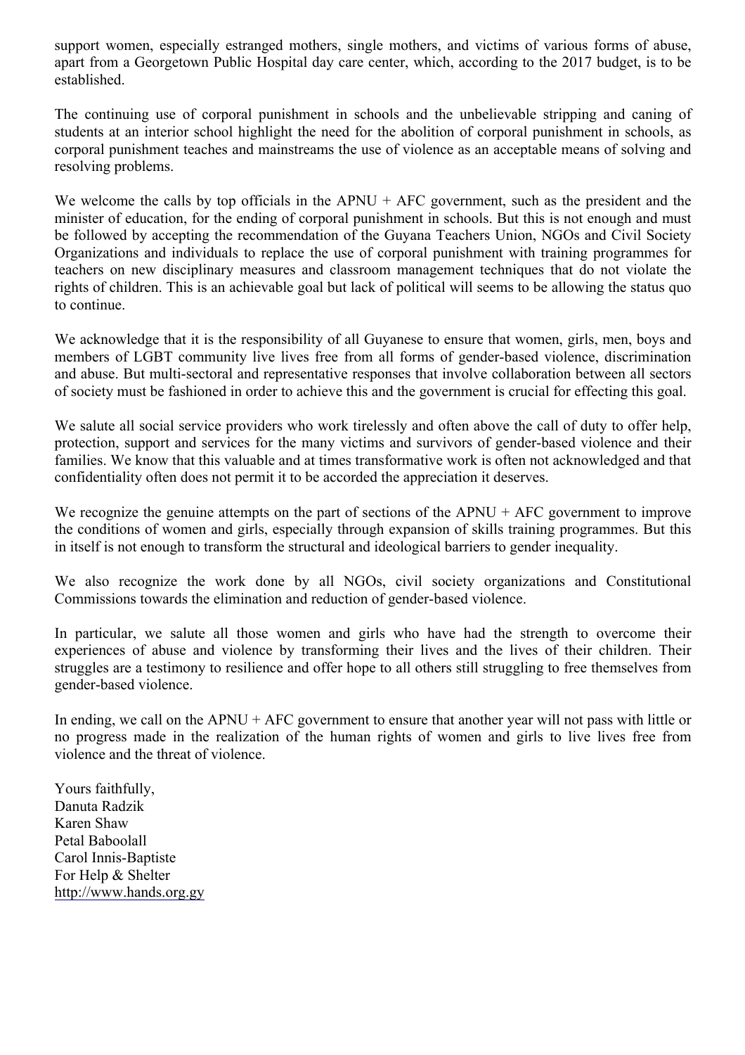support women, especially estranged mothers, single mothers, and victims of various forms of abuse, apart from a Georgetown Public Hospital day care center, which, according to the 2017 budget, is to be established.

The continuing use of corporal punishment in schools and the unbelievable stripping and caning of students at an interior school highlight the need for the abolition of corporal punishment in schools, as corporal punishment teaches and mainstreams the use of violence as an acceptable means of solving and resolving problems.

We welcome the calls by top officials in the APNU + AFC government, such as the president and the minister of education, for the ending of corporal punishment in schools. But this is not enough and must be followed by accepting the recommendation of the Guyana Teachers Union, NGOs and Civil Society Organizations and individuals to replace the use of corporal punishment with training programmes for teachers on new disciplinary measures and classroom management techniques that do not violate the rights of children. This is an achievable goal but lack of political will seems to be allowing the status quo to continue.

We acknowledge that it is the responsibility of all Guyanese to ensure that women, girls, men, boys and members of LGBT community live lives free from all forms of gender-based violence, discrimination and abuse. But multi-sectoral and representative responses that involve collaboration between all sectors of society must be fashioned in order to achieve this and the government is crucial for effecting this goal.

We salute all social service providers who work tirelessly and often above the call of duty to offer help, protection, support and services for the many victims and survivors of gender-based violence and their families. We know that this valuable and at times transformative work is often not acknowledged and that confidentiality often does not permit it to be accorded the appreciation it deserves.

We recognize the genuine attempts on the part of sections of the APNU + AFC government to improve the conditions of women and girls, especially through expansion of skills training programmes. But this in itself is not enough to transform the structural and ideological barriers to gender inequality.

We also recognize the work done by all NGOs, civil society organizations and Constitutional Commissions towards the elimination and reduction of gender-based violence.

In particular, we salute all those women and girls who have had the strength to overcome their experiences of abuse and violence by transforming their lives and the lives of their children. Their struggles are a testimony to resilience and offer hope to all others still struggling to free themselves from gender-based violence.

In ending, we call on the APNU + AFC government to ensure that another year will not pass with little or no progress made in the realization of the human rights of women and girls to live lives free from violence and the threat of violence.

Yours faithfully,
Danuta Radzik
Karen Shaw
Petal Baboolall
Carol Innis-Baptiste
For Help & Shelter
http://www.hands.org.gy